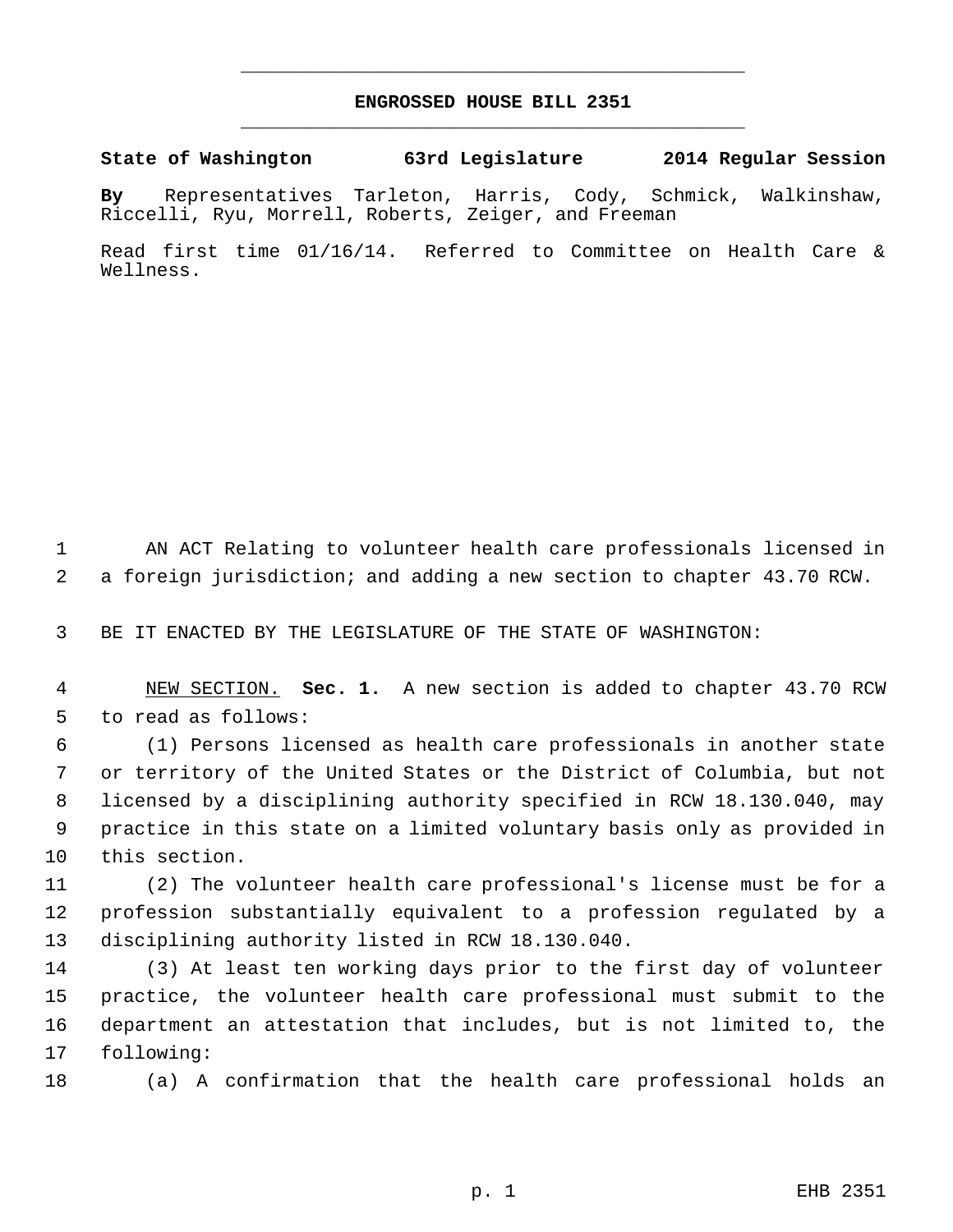# ENGROSSED HOUSE BILL 2351

**State of Washington 63rd Legislature 2014 Regular Session**

**By** Representatives Tarleton, Harris, Cody, Schmick, Walkinshaw, Riccelli, Ryu, Morrell, Roberts, Zeiger, and Freeman

Read first time 01/16/14. Referred to Committee on Health Care & Wellness.

AN ACT Relating to volunteer health care professionals licensed in a foreign jurisdiction; and adding a new section to chapter 43.70 RCW.

BE IT ENACTED BY THE LEGISLATURE OF THE STATE OF WASHINGTON:

NEW SECTION. **Sec. 1.** A new section is added to chapter 43.70 RCW to read as follows:

(1) Persons licensed as health care professionals in another state or territory of the United States or the District of Columbia, but not licensed by a disciplining authority specified in RCW 18.130.040, may practice in this state on a limited voluntary basis only as provided in this section.

(2) The volunteer health care professional's license must be for a profession substantially equivalent to a profession regulated by a disciplining authority listed in RCW 18.130.040.

(3) At least ten working days prior to the first day of volunteer practice, the volunteer health care professional must submit to the department an attestation that includes, but is not limited to, the following:

(a) A confirmation that the health care professional holds an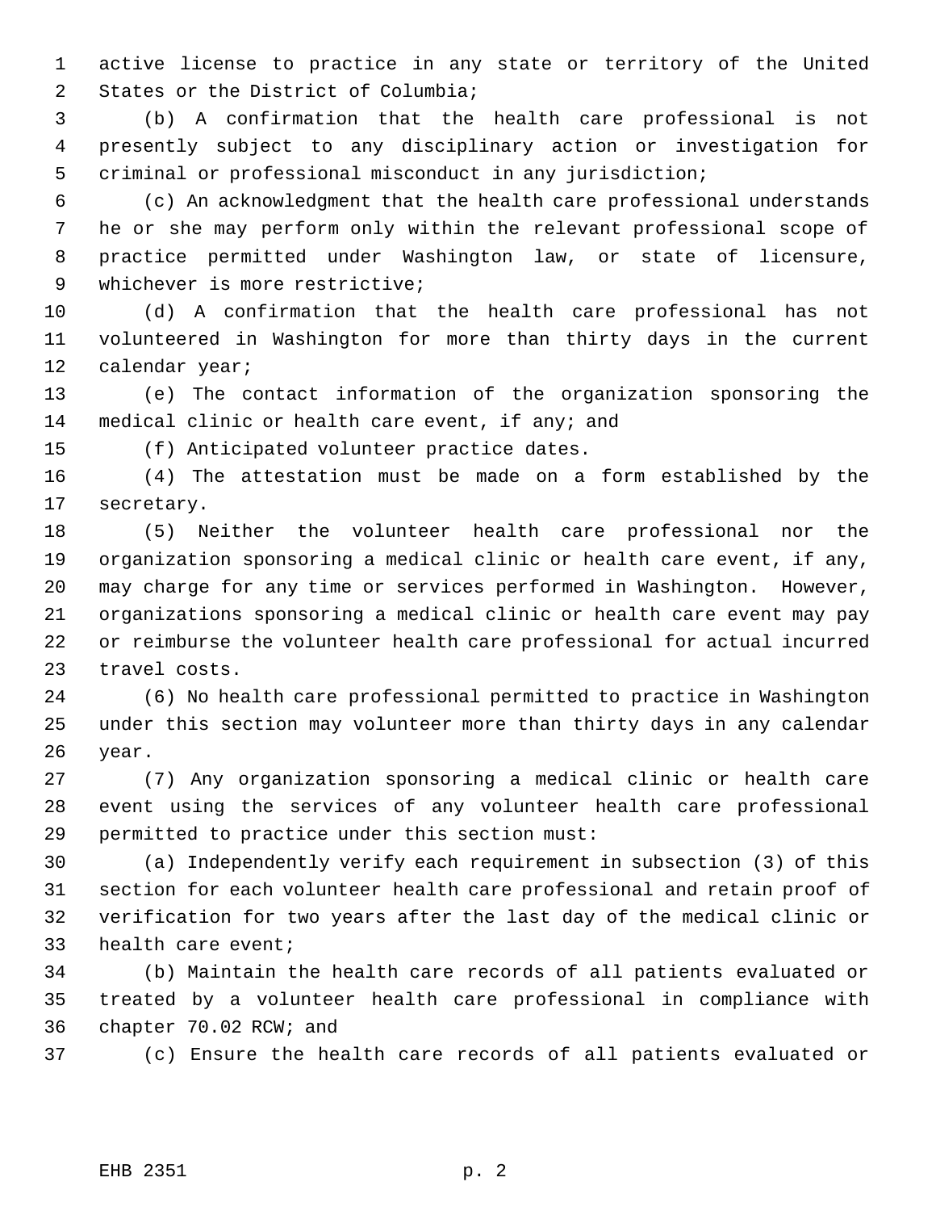active license to practice in any state or territory of the United States or the District of Columbia;

(b) A confirmation that the health care professional is not presently subject to any disciplinary action or investigation for criminal or professional misconduct in any jurisdiction;

(c) An acknowledgment that the health care professional understands he or she may perform only within the relevant professional scope of practice permitted under Washington law, or state of licensure, whichever is more restrictive;

(d) A confirmation that the health care professional has not volunteered in Washington for more than thirty days in the current calendar year;

(e) The contact information of the organization sponsoring the medical clinic or health care event, if any; and

(f) Anticipated volunteer practice dates.

(4) The attestation must be made on a form established by the secretary.

(5) Neither the volunteer health care professional nor the organization sponsoring a medical clinic or health care event, if any, may charge for any time or services performed in Washington. However, organizations sponsoring a medical clinic or health care event may pay or reimburse the volunteer health care professional for actual incurred travel costs.

(6) No health care professional permitted to practice in Washington under this section may volunteer more than thirty days in any calendar year.

(7) Any organization sponsoring a medical clinic or health care event using the services of any volunteer health care professional permitted to practice under this section must:

(a) Independently verify each requirement in subsection (3) of this section for each volunteer health care professional and retain proof of verification for two years after the last day of the medical clinic or health care event;

(b) Maintain the health care records of all patients evaluated or treated by a volunteer health care professional in compliance with chapter 70.02 RCW; and

(c) Ensure the health care records of all patients evaluated or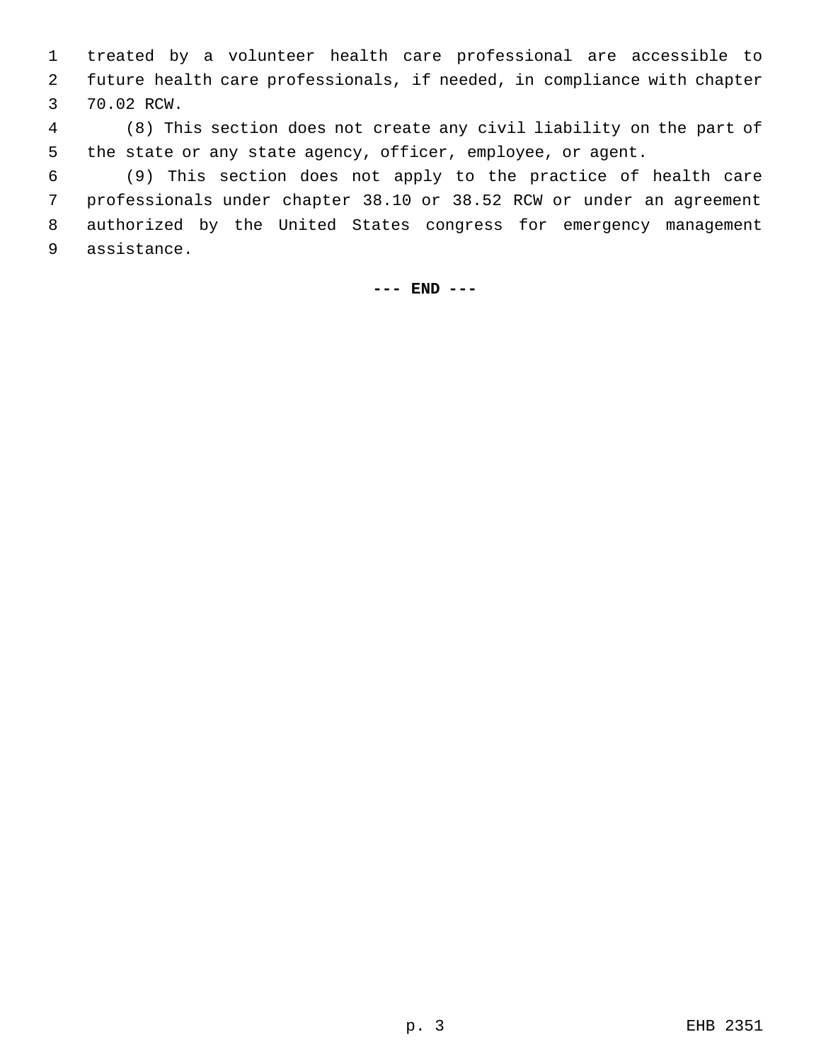treated by a volunteer health care professional are accessible to future health care professionals, if needed, in compliance with chapter 70.02 RCW.

(8) This section does not create any civil liability on the part of the state or any state agency, officer, employee, or agent.

(9) This section does not apply to the practice of health care professionals under chapter 38.10 or 38.52 RCW or under an agreement authorized by the United States congress for emergency management assistance.

**--- END ---**